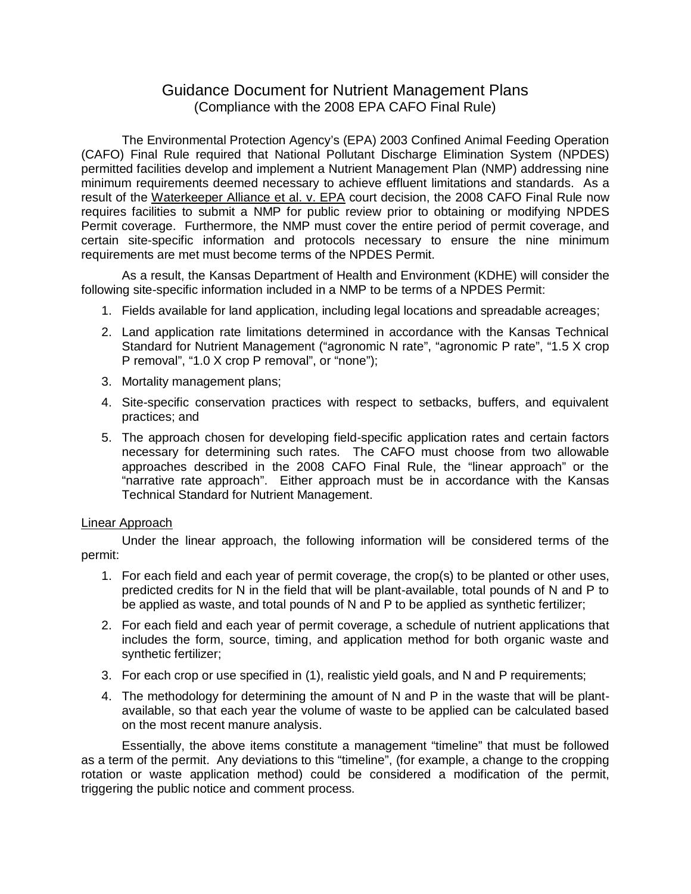# Guidance Document for Nutrient Management Plans
(Compliance with the 2008 EPA CAFO Final Rule)

The Environmental Protection Agency's (EPA) 2003 Confined Animal Feeding Operation (CAFO) Final Rule required that National Pollutant Discharge Elimination System (NPDES) permitted facilities develop and implement a Nutrient Management Plan (NMP) addressing nine minimum requirements deemed necessary to achieve effluent limitations and standards. As a result of the Waterkeeper Alliance et al. v. EPA court decision, the 2008 CAFO Final Rule now requires facilities to submit a NMP for public review prior to obtaining or modifying NPDES Permit coverage. Furthermore, the NMP must cover the entire period of permit coverage, and certain site-specific information and protocols necessary to ensure the nine minimum requirements are met must become terms of the NPDES Permit.

As a result, the Kansas Department of Health and Environment (KDHE) will consider the following site-specific information included in a NMP to be terms of a NPDES Permit:

1. Fields available for land application, including legal locations and spreadable acreages;
2. Land application rate limitations determined in accordance with the Kansas Technical Standard for Nutrient Management ("agronomic N rate", "agronomic P rate", "1.5 X crop P removal", "1.0 X crop P removal", or "none");
3. Mortality management plans;
4. Site-specific conservation practices with respect to setbacks, buffers, and equivalent practices; and
5. The approach chosen for developing field-specific application rates and certain factors necessary for determining such rates. The CAFO must choose from two allowable approaches described in the 2008 CAFO Final Rule, the "linear approach" or the "narrative rate approach". Either approach must be in accordance with the Kansas Technical Standard for Nutrient Management.

## Linear Approach

Under the linear approach, the following information will be considered terms of the permit:

1. For each field and each year of permit coverage, the crop(s) to be planted or other uses, predicted credits for N in the field that will be plant-available, total pounds of N and P to be applied as waste, and total pounds of N and P to be applied as synthetic fertilizer;
2. For each field and each year of permit coverage, a schedule of nutrient applications that includes the form, source, timing, and application method for both organic waste and synthetic fertilizer;
3. For each crop or use specified in (1), realistic yield goals, and N and P requirements;
4. The methodology for determining the amount of N and P in the waste that will be plant-available, so that each year the volume of waste to be applied can be calculated based on the most recent manure analysis.

Essentially, the above items constitute a management "timeline" that must be followed as a term of the permit. Any deviations to this "timeline", (for example, a change to the cropping rotation or waste application method) could be considered a modification of the permit, triggering the public notice and comment process.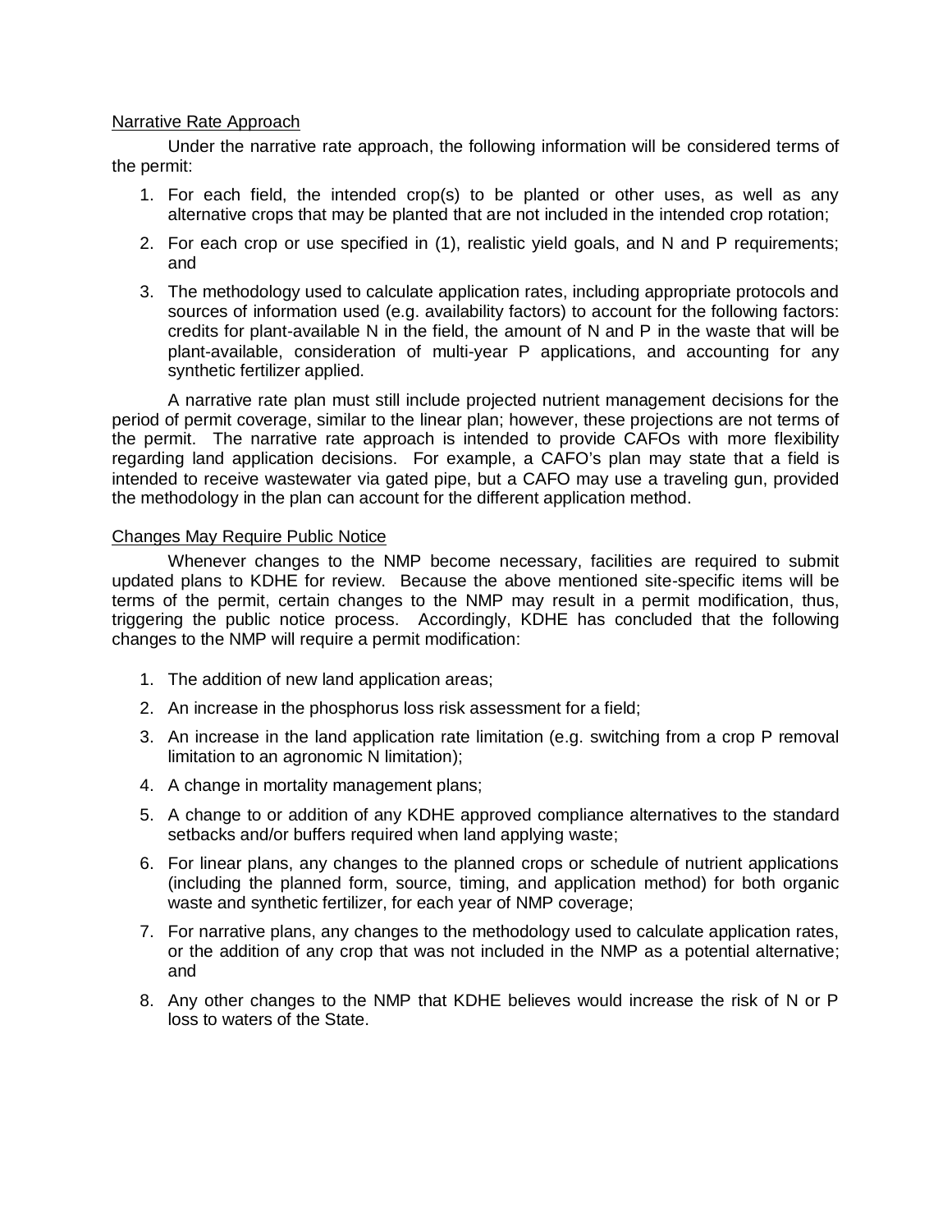<u>Narrative Rate Approach</u>

Under the narrative rate approach, the following information will be considered terms of the permit:

1. For each field, the intended crop(s) to be planted or other uses, as well as any alternative crops that may be planted that are not included in the intended crop rotation;
2. For each crop or use specified in (1), realistic yield goals, and N and P requirements; and
3. The methodology used to calculate application rates, including appropriate protocols and sources of information used (e.g. availability factors) to account for the following factors: credits for plant-available N in the field, the amount of N and P in the waste that will be plant-available, consideration of multi-year P applications, and accounting for any synthetic fertilizer applied.

A narrative rate plan must still include projected nutrient management decisions for the period of permit coverage, similar to the linear plan; however, these projections are not terms of the permit. The narrative rate approach is intended to provide CAFOs with more flexibility regarding land application decisions. For example, a CAFO's plan may state that a field is intended to receive wastewater via gated pipe, but a CAFO may use a traveling gun, provided the methodology in the plan can account for the different application method.

<u>Changes May Require Public Notice</u>

Whenever changes to the NMP become necessary, facilities are required to submit updated plans to KDHE for review. Because the above mentioned site-specific items will be terms of the permit, certain changes to the NMP may result in a permit modification, thus, triggering the public notice process. Accordingly, KDHE has concluded that the following changes to the NMP will require a permit modification:

1. The addition of new land application areas;
2. An increase in the phosphorus loss risk assessment for a field;
3. An increase in the land application rate limitation (e.g. switching from a crop P removal limitation to an agronomic N limitation);
4. A change in mortality management plans;
5. A change to or addition of any KDHE approved compliance alternatives to the standard setbacks and/or buffers required when land applying waste;
6. For linear plans, any changes to the planned crops or schedule of nutrient applications (including the planned form, source, timing, and application method) for both organic waste and synthetic fertilizer, for each year of NMP coverage;
7. For narrative plans, any changes to the methodology used to calculate application rates, or the addition of any crop that was not included in the NMP as a potential alternative; and
8. Any other changes to the NMP that KDHE believes would increase the risk of N or P loss to waters of the State.